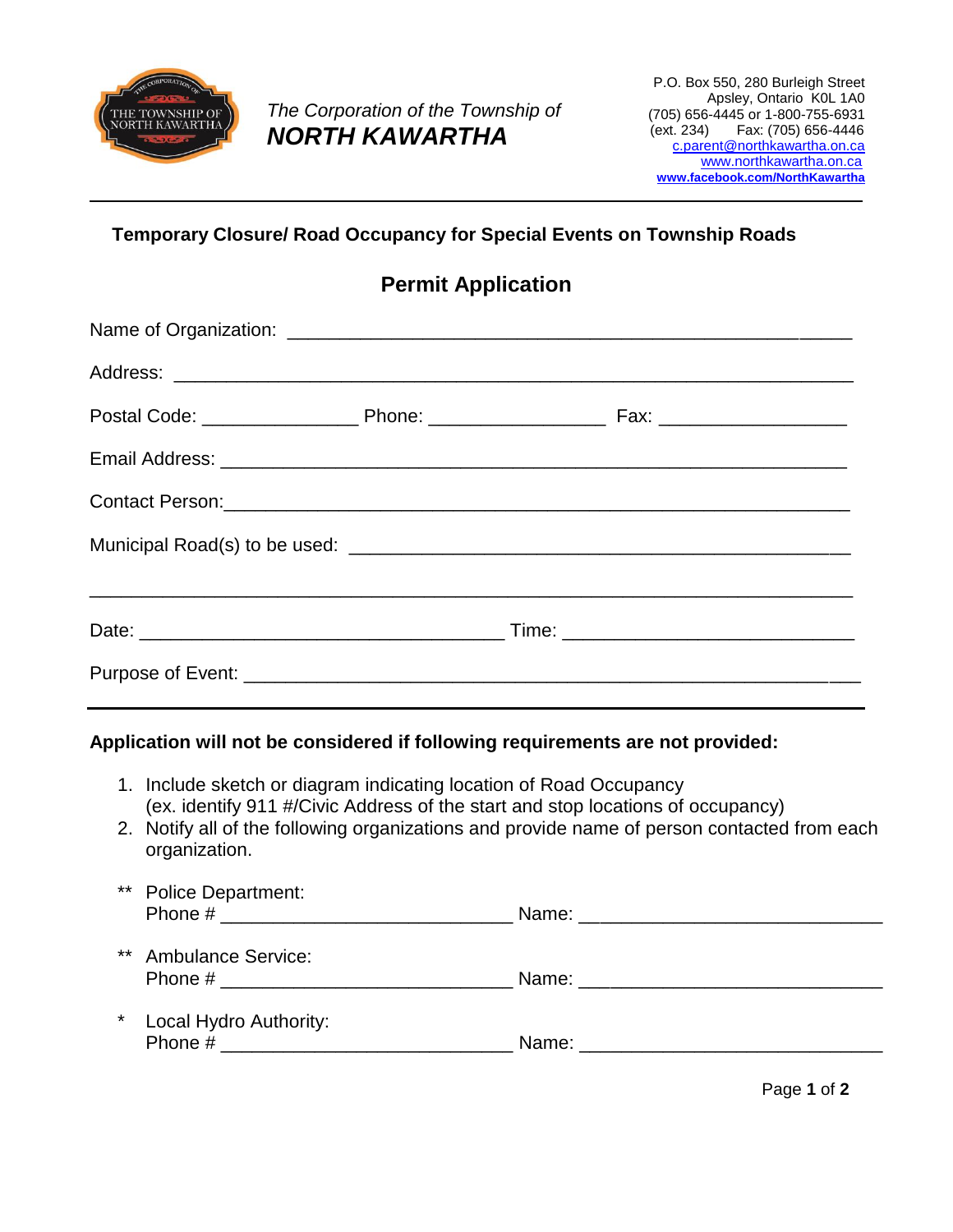*The Corporation of the Township of*
***NORTH KAWARTHA***

P.O. Box 550, 280 Burleigh Street
Apsley, Ontario K0L 1A0
(705) 656-4445 or 1-800-755-6931
(ext. 234) Fax: (705) 656-4446
c.parent@northkawartha.on.ca
www.northkawartha.on.ca
**www.facebook.com/NorthKawartha**

---

## Temporary Closure/ Road Occupancy for Special Events on Township Roads

## Permit Application

Name of Organization: ________________________________________________

Address: ____________________________________________________________

Postal Code: _______________ Phone: _________________ Fax: __________________

Email Address: ______________________________________________________

Contact Person: _____________________________________________________

Municipal Road(s) to be used: ________________________________________

____________________________________________________________________

Date: ___________________________________ Time: ____________________________

Purpose of Event: ___________________________________________________

---

**Application will not be considered if following requirements are not provided:**

1. Include sketch or diagram indicating location of Road Occupancy
   (ex. identify 911 #/Civic Address of the start and stop locations of occupancy)
2. Notify all of the following organizations and provide name of person contacted from each organization.

** Police Department:
Phone # ____________________________ Name: _____________________________

** Ambulance Service:
Phone # ____________________________ Name: _____________________________

* Local Hydro Authority:
Phone # ____________________________ Name: _____________________________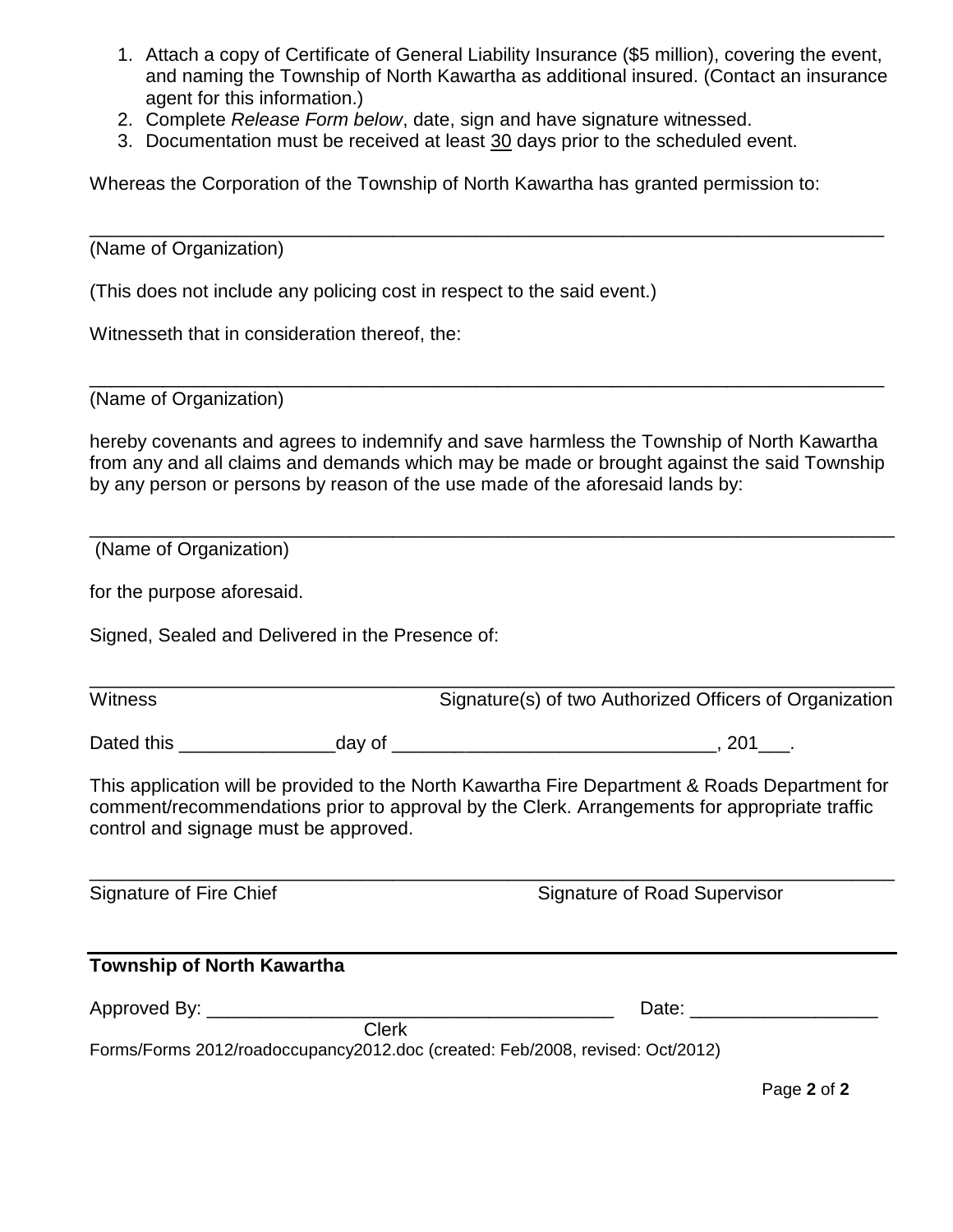1. Attach a copy of Certificate of General Liability Insurance ($5 million), covering the event, and naming the Township of North Kawartha as additional insured. (Contact an insurance agent for this information.)
2. Complete *Release Form below*, date, sign and have signature witnessed.
3. Documentation must be received at least 30 days prior to the scheduled event.

Whereas the Corporation of the Township of North Kawartha has granted permission to:

\_\_\_\_\_\_\_\_\_\_\_\_\_\_\_\_\_\_\_\_\_\_\_\_\_\_\_\_\_\_\_\_\_\_\_\_\_\_\_\_\_\_\_\_\_\_\_\_\_\_\_\_\_\_\_\_\_\_\_\_\_\_\_\_\_\_\_\_\_\_

(Name of Organization)

(This does not include any policing cost in respect to the said event.)

Witnesseth that in consideration thereof, the:

\_\_\_\_\_\_\_\_\_\_\_\_\_\_\_\_\_\_\_\_\_\_\_\_\_\_\_\_\_\_\_\_\_\_\_\_\_\_\_\_\_\_\_\_\_\_\_\_\_\_\_\_\_\_\_\_\_\_\_\_\_\_\_\_\_\_\_\_\_\_

(Name of Organization)

hereby covenants and agrees to indemnify and save harmless the Township of North Kawartha from any and all claims and demands which may be made or brought against the said Township by any person or persons by reason of the use made of the aforesaid lands by:

\_\_\_\_\_\_\_\_\_\_\_\_\_\_\_\_\_\_\_\_\_\_\_\_\_\_\_\_\_\_\_\_\_\_\_\_\_\_\_\_\_\_\_\_\_\_\_\_\_\_\_\_\_\_\_\_\_\_\_\_\_\_\_\_\_\_\_\_\_\_

(Name of Organization)

for the purpose aforesaid.

Signed, Sealed and Delivered in the Presence of:

\_\_\_\_\_\_\_\_\_\_\_\_\_\_\_\_\_\_\_\_\_\_\_\_\_\_\_\_\_\_\_\_\_\_\_\_\_\_\_\_\_\_\_\_\_\_\_\_\_\_\_\_\_\_\_\_\_\_\_\_\_\_\_\_\_\_\_\_\_\_

Witness Signature(s) of two Authorized Officers of Organization

Dated this \_\_\_\_\_\_\_\_\_\_\_\_\_\_\_day of \_\_\_\_\_\_\_\_\_\_\_\_\_\_\_\_\_\_\_\_\_\_\_\_\_\_\_\_\_\_\_, 201\_\_\_.

This application will be provided to the North Kawartha Fire Department & Roads Department for comment/recommendations prior to approval by the Clerk. Arrangements for appropriate traffic control and signage must be approved.

\_\_\_\_\_\_\_\_\_\_\_\_\_\_\_\_\_\_\_\_\_\_\_\_\_\_\_\_\_\_\_\_\_\_\_\_\_\_\_\_\_\_\_\_\_\_\_\_\_\_\_\_\_\_\_\_\_\_\_\_\_\_\_\_\_\_\_\_\_\_

Signature of Fire Chief Signature of Road Supervisor

**Township of North Kawartha**

Approved By: \_\_\_\_\_\_\_\_\_\_\_\_\_\_\_\_\_\_\_\_\_\_\_\_\_\_\_\_\_\_\_\_\_\_\_\_\_\_\_\_ Date: \_\_\_\_\_\_\_\_\_\_\_\_\_\_\_\_\_\_

Clerk

Forms/Forms 2012/roadoccupancy2012.doc (created: Feb/2008, revised: Oct/2012)